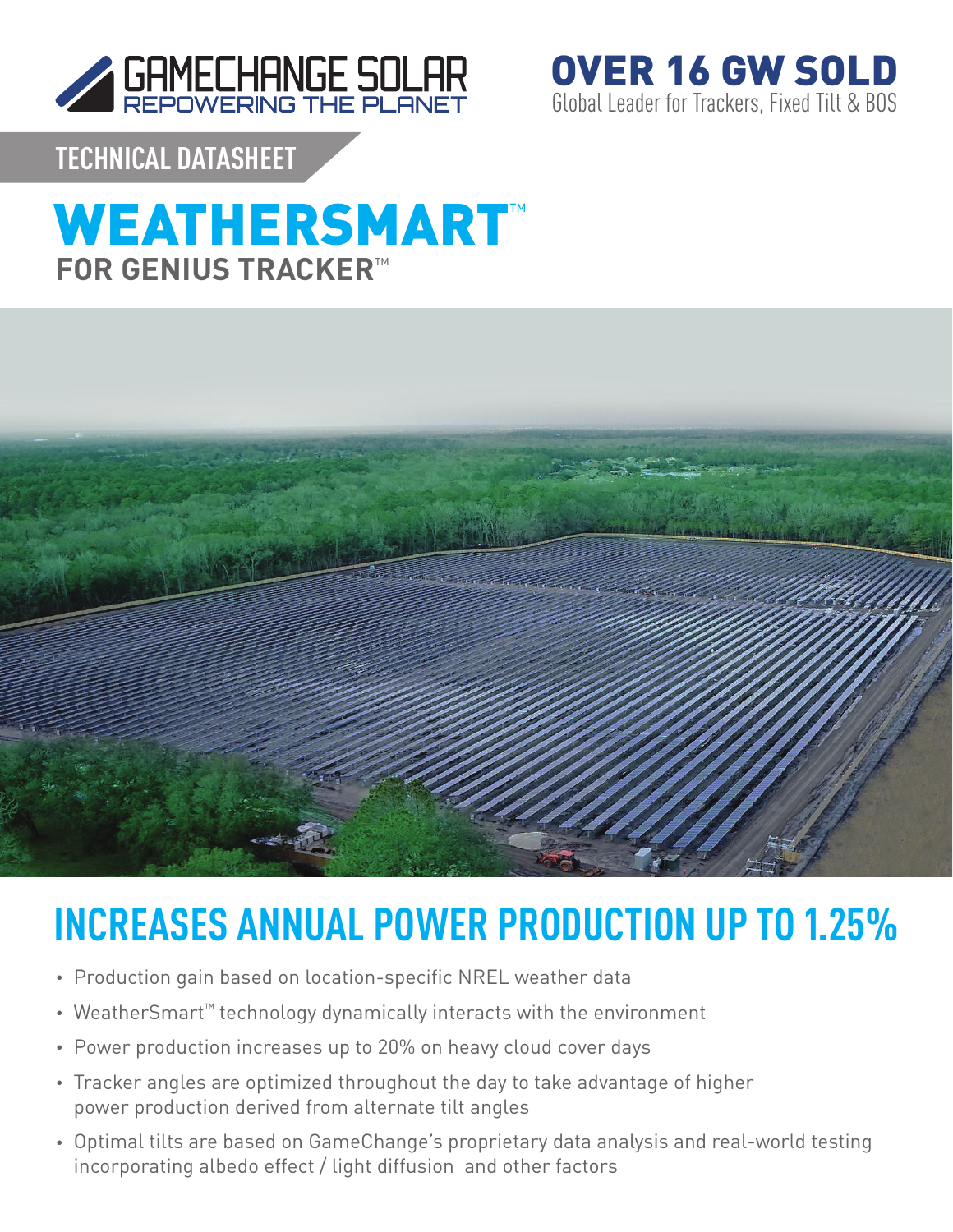GAMECHANGE SOLAR
REPOWERING THE PLANET

**OVER 16 GW SOLD**
Global Leader for Trackers, Fixed Tilt & BOS

TECHNICAL DATASHEET

# WEATHERSMART™

## FOR GENIUS TRACKER™

## INCREASES ANNUAL POWER PRODUCTION UP TO 1.25%

- Production gain based on location-specific NREL weather data
- WeatherSmart™ technology dynamically interacts with the environment
- Power production increases up to 20% on heavy cloud cover days
- Tracker angles are optimized throughout the day to take advantage of higher power production derived from alternate tilt angles
- Optimal tilts are based on GameChange's proprietary data analysis and real-world testing incorporating albedo effect / light diffusion  and other factors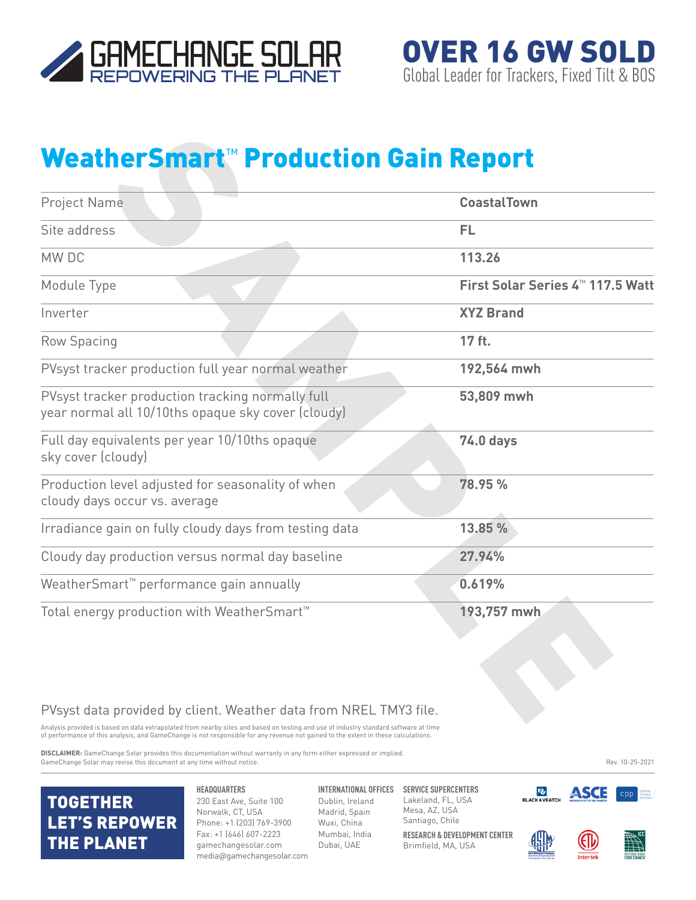# GAMECHANGE SOLAR

REPOWERING THE PLANET

**OVER 16 GW SOLD**

Global Leader for Trackers, Fixed Tilt & BOS

## WeatherSmart™ Production Gain Report

| | |
|---|---|
| Project Name | **CoastalTown** |
| Site address | **FL** |
| MW DC | **113.26** |
| Module Type | **First Solar Series 4™ 117.5 Watt** |
| Inverter | **XYZ Brand** |
| Row Spacing | **17 ft.** |
| PVsyst tracker production full year normal weather | **192,564 mwh** |
| PVsyst tracker production tracking normally full year normal all 10/10ths opaque sky cover (cloudy) | **53,809 mwh** |
| Full day equivalents per year 10/10ths opaque sky cover (cloudy) | **74.0 days** |
| Production level adjusted for seasonality of when cloudy days occur vs. average | **78.95 %** |
| Irradiance gain on fully cloudy days from testing data | **13.85 %** |
| Cloudy day production versus normal day baseline | **27.94%** |
| WeatherSmart™ performance gain annually | **0.619%** |
| Total energy production with WeatherSmart™ | **193,757 mwh** |

SAMPLE

PVsyst data provided by client. Weather data from NREL TMY3 file.

Analysis provided is based on data extrapolated from nearby sites and based on testing and use of industry standard software at time of performance of this analysis, and GameChange is not responsible for any revenue not gained to the extent in these calculations.

**DISCLAIMER:** GameChange Solar provides this documentation without warranty in any form either expressed or implied. GameChange Solar may revise this document at any time without notice.

Rev. 10-25-2021

**TOGETHER LET'S REPOWER THE PLANET**

**HEADQUARTERS**
230 East Ave, Suite 100
Norwalk, CT, USA
Phone: +1 (203) 769-3900
Fax: +1 (646) 607-2223
gamechangesolar.com
media@gamechangesolar.com

**INTERNATIONAL OFFICES**
Dublin, Ireland
Madrid, Spain
Wuxi, China
Mumbai, India
Dubai, UAE

**SERVICE SUPERCENTERS**
Lakeland, FL, USA
Mesa, AZ, USA
Santiago, Chile

**RESEARCH & DEVELOPMENT CENTER**
Brimfield, MA, USA